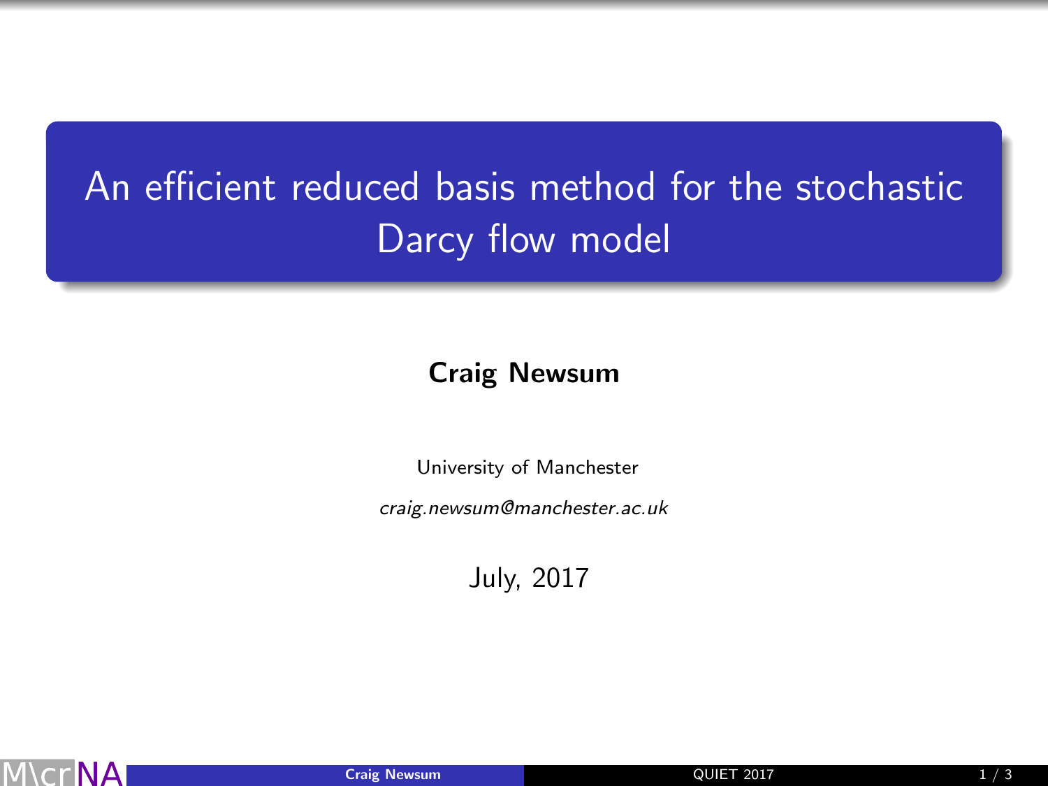# An efficient reduced basis method for the stochastic Darcy flow model

**Craig Newsum**

University of Manchester

*craig.newsum@manchester.ac.uk*

July, 2017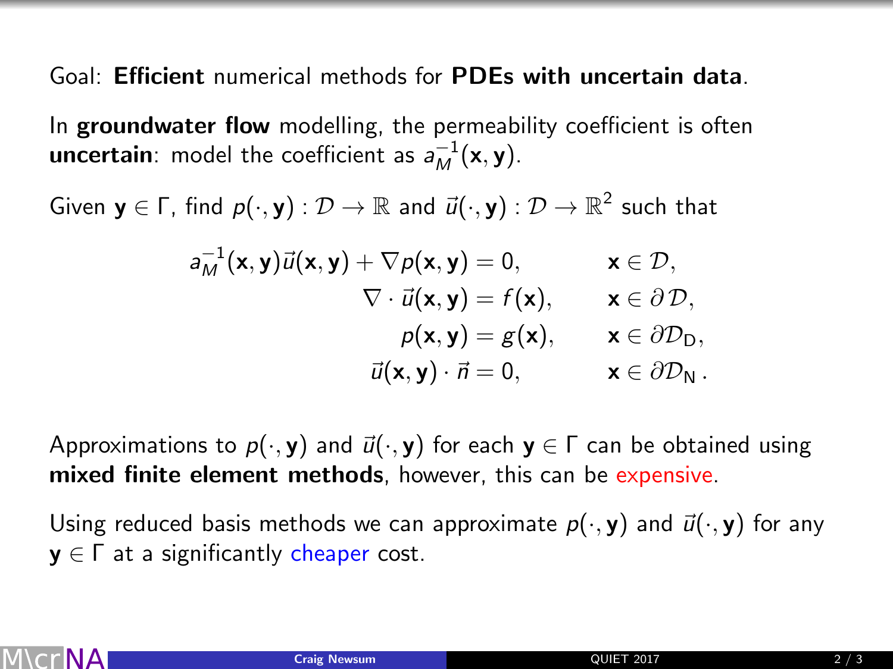Goal: **Efficient** numerical methods for **PDEs with uncertain data**.

In **groundwater flow** modelling, the permeability coefficient is often **uncertain**: model the coefficient as $a_M^{-1}(\mathbf{x}, \mathbf{y})$.

Given $\mathbf{y} \in \Gamma$, find $p(\cdot, \mathbf{y}) : \mathcal{D} \to \mathbb{R}$ and $\vec{u}(\cdot, \mathbf{y}) : \mathcal{D} \to \mathbb{R}^2$ such that

$$
\begin{aligned}
a_M^{-1}(\mathbf{x}, \mathbf{y})\vec{u}(\mathbf{x}, \mathbf{y}) + \nabla p(\mathbf{x}, \mathbf{y}) &= 0, && \mathbf{x} \in \mathcal{D}, \\
\nabla \cdot \vec{u}(\mathbf{x}, \mathbf{y}) &= f(\mathbf{x}), && \mathbf{x} \in \partial \mathcal{D}, \\
p(\mathbf{x}, \mathbf{y}) &= g(\mathbf{x}), && \mathbf{x} \in \partial \mathcal{D}_{\mathrm{D}}, \\
\vec{u}(\mathbf{x}, \mathbf{y}) \cdot \vec{n} &= 0, && \mathbf{x} \in \partial \mathcal{D}_{\mathrm{N}} .
\end{aligned}
$$

Approximations to $p(\cdot, \mathbf{y})$ and $\vec{u}(\cdot, \mathbf{y})$ for each $\mathbf{y} \in \Gamma$ can be obtained using **mixed finite element methods**, however, this can be expensive.

Using reduced basis methods we can approximate $p(\cdot, \mathbf{y})$ and $\vec{u}(\cdot, \mathbf{y})$ for any $\mathbf{y} \in \Gamma$ at a significantly cheaper cost.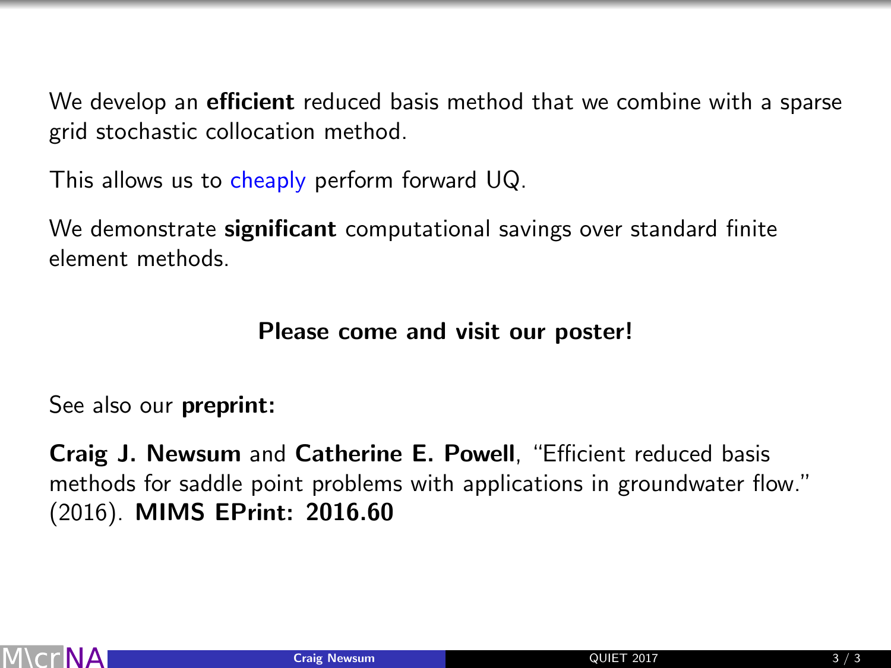We develop an **efficient** reduced basis method that we combine with a sparse grid stochastic collocation method.

This allows us to cheaply perform forward UQ.

We demonstrate **significant** computational savings over standard finite element methods.

**Please come and visit our poster!**

See also our **preprint:**

**Craig J. Newsum** and **Catherine E. Powell**, "Efficient reduced basis methods for saddle point problems with applications in groundwater flow." (2016). **MIMS EPrint: 2016.60**